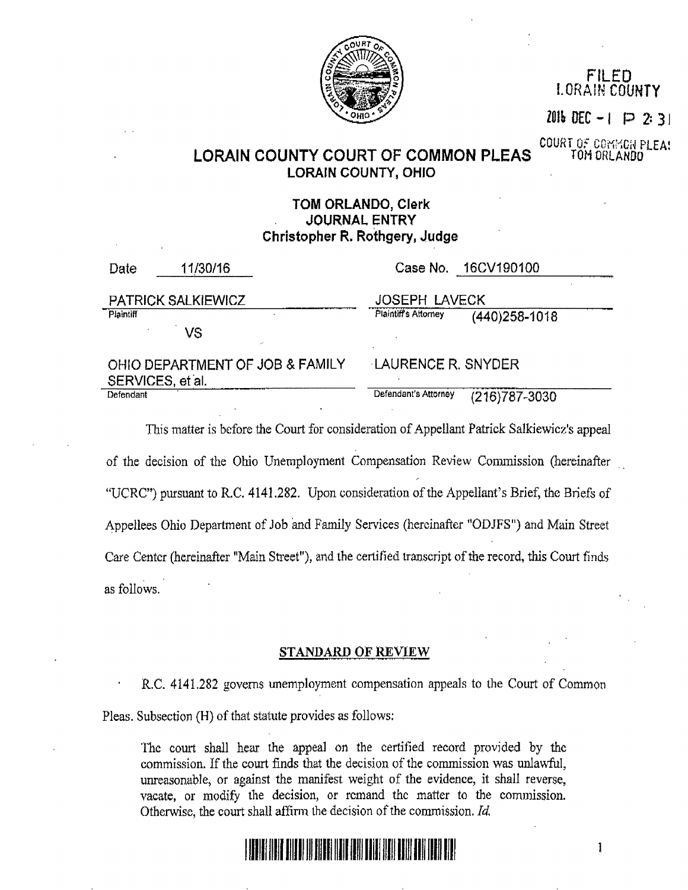FILED
LORAIN COUNTY

2016 DEC - 1 P 2:31

COURT OF COMMON PLEAS
TOM ORLANDO

# LORAIN COUNTY COURT OF COMMON PLEAS
**LORAIN COUNTY, OHIO**

**TOM ORLANDO, Clerk**
**JOURNAL ENTRY**
**Christopher R. Rothgery, Judge**

Date 11/30/16 | Case No. 16CV190100

PATRICK SALKIEWICZ
Plaintiff

JOSEPH LAVECK
Plaintiff's Attorney (440)258-1018

VS

OHIO DEPARTMENT OF JOB & FAMILY SERVICES, et al.
Defendant

LAURENCE R. SNYDER
Defendant's Attorney (216)787-3030

This matter is before the Court for consideration of Appellant Patrick Salkiewicz's appeal of the decision of the Ohio Unemployment Compensation Review Commission (hereinafter "UCRC") pursuant to R.C. 4141.282. Upon consideration of the Appellant's Brief, the Briefs of Appellees Ohio Department of Job and Family Services (hereinafter "ODJFS") and Main Street Care Center (hereinafter "Main Street"), and the certified transcript of the record, this Court finds as follows.

## STANDARD OF REVIEW

R.C. 4141.282 governs unemployment compensation appeals to the Court of Common Pleas. Subsection (H) of that statute provides as follows:

> The court shall hear the appeal on the certified record provided by the commission. If the court finds that the decision of the commission was unlawful, unreasonable, or against the manifest weight of the evidence, it shall reverse, vacate, or modify the decision, or remand the matter to the commission. Otherwise, the court shall affirm the decision of the commission. *Id.*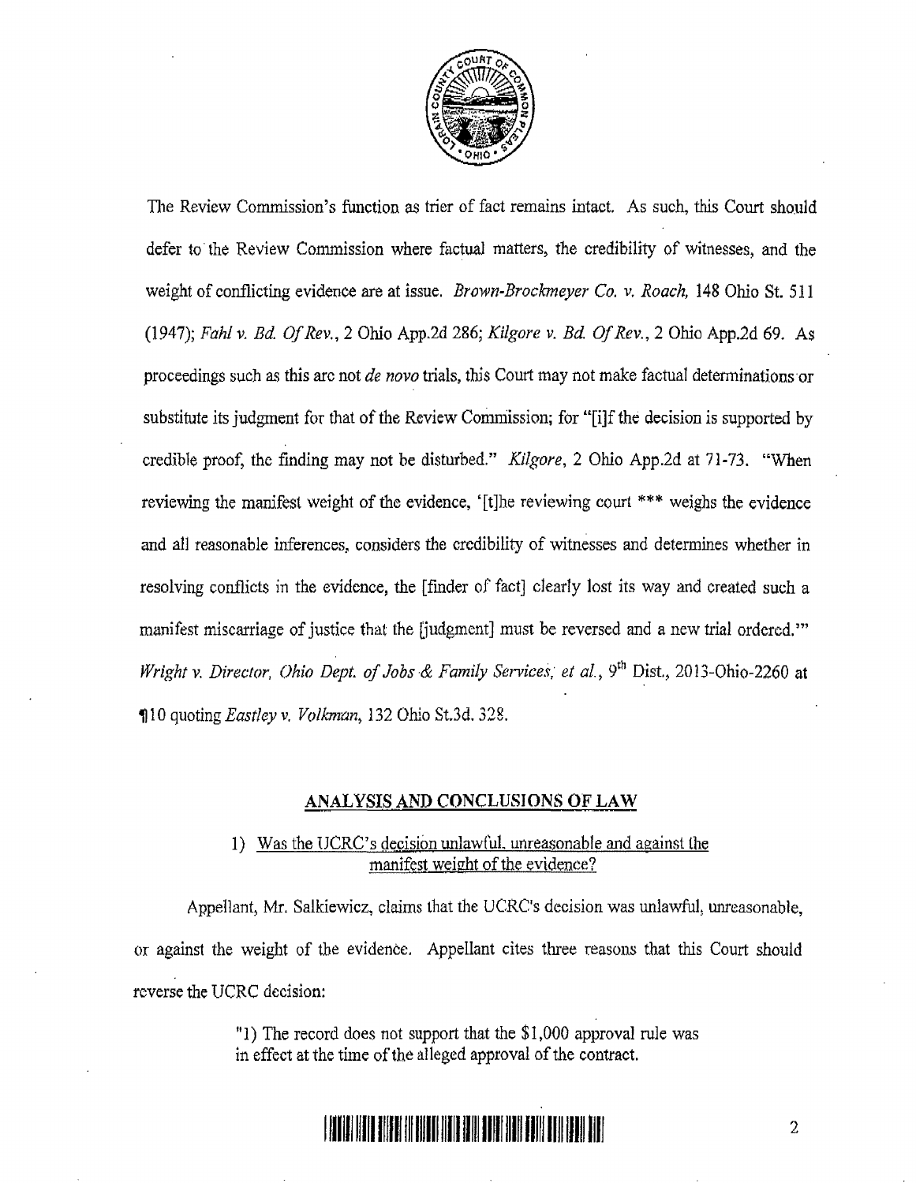The Review Commission's function as trier of fact remains intact. As such, this Court should defer to the Review Commission where factual matters, the credibility of witnesses, and the weight of conflicting evidence are at issue. *Brown-Brockmeyer Co. v. Roach,* 148 Ohio St. 511 (1947); *Fahl v. Bd. Of Rev.*, 2 Ohio App.2d 286; *Kilgore v. Bd. Of Rev.*, 2 Ohio App.2d 69. As proceedings such as this are not *de novo* trials, this Court may not make factual determinations or substitute its judgment for that of the Review Commission; for "[i]f the decision is supported by credible proof, the finding may not be disturbed." *Kilgore*, 2 Ohio App.2d at 71-73. "When reviewing the manifest weight of the evidence, '[t]he reviewing court *** weighs the evidence and all reasonable inferences, considers the credibility of witnesses and determines whether in resolving conflicts in the evidence, the [finder of fact] clearly lost its way and created such a manifest miscarriage of justice that the [judgment] must be reversed and a new trial ordered.'" *Wright v. Director, Ohio Dept. of Jobs & Family Services, et al.*, 9th Dist., 2013-Ohio-2260 at ¶10 quoting *Eastley v. Volkman*, 132 Ohio St.3d. 328.

## ANALYSIS AND CONCLUSIONS OF LAW

### 1) Was the UCRC's decision unlawful, unreasonable and against the manifest weight of the evidence?

Appellant, Mr. Salkiewicz, claims that the UCRC's decision was unlawful, unreasonable, or against the weight of the evidence. Appellant cites three reasons that this Court should reverse the UCRC decision:

> "1) The record does not support that the $1,000 approval rule was in effect at the time of the alleged approval of the contract.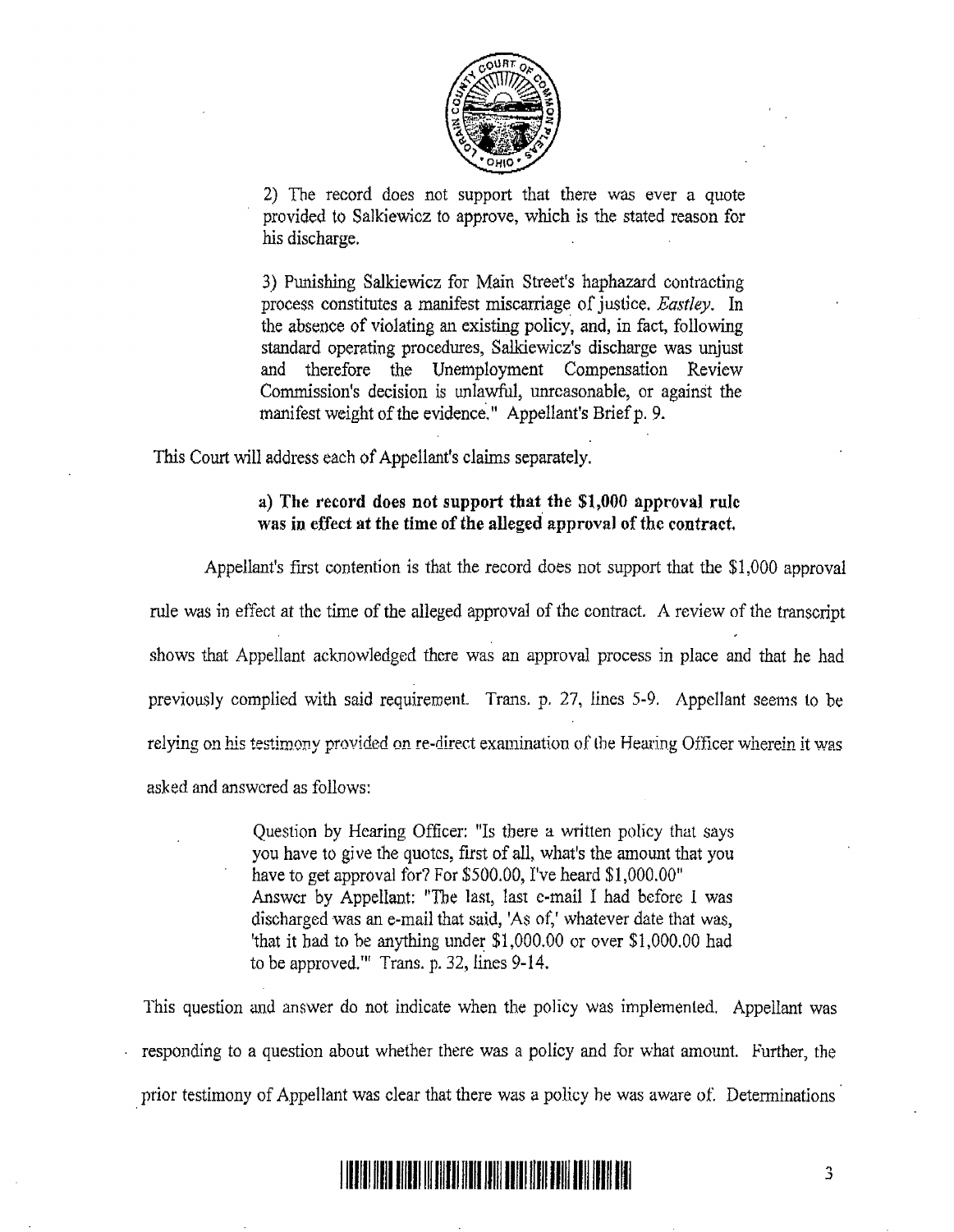2) The record does not support that there was ever a quote provided to Salkiewicz to approve, which is the stated reason for his discharge.

3) Punishing Salkiewicz for Main Street's haphazard contracting process constitutes a manifest miscarriage of justice. *Eastley*. In the absence of violating an existing policy, and, in fact, following standard operating procedures, Salkiewicz's discharge was unjust and therefore the Unemployment Compensation Review Commission's decision is unlawful, unreasonable, or against the manifest weight of the evidence." Appellant's Brief p. 9.

This Court will address each of Appellant's claims separately.

**a) The record does not support that the $1,000 approval rule was in effect at the time of the alleged approval of the contract.**

Appellant's first contention is that the record does not support that the $1,000 approval rule was in effect at the time of the alleged approval of the contract. A review of the transcript shows that Appellant acknowledged there was an approval process in place and that he had previously complied with said requirement. Trans. p. 27, lines 5-9. Appellant seems to be relying on his testimony provided on re-direct examination of the Hearing Officer wherein it was asked and answered as follows:

> Question by Hearing Officer: "Is there a written policy that says you have to give the quotes, first of all, what's the amount that you have to get approval for? For $500.00, I've heard $1,000.00"
> Answer by Appellant: "The last, last e-mail I had before I was discharged was an e-mail that said, 'As of,' whatever date that was, 'that it had to be anything under $1,000.00 or over $1,000.00 had to be approved.'" Trans. p. 32, lines 9-14.

This question and answer do not indicate when the policy was implemented. Appellant was responding to a question about whether there was a policy and for what amount. Further, the prior testimony of Appellant was clear that there was a policy he was aware of. Determinations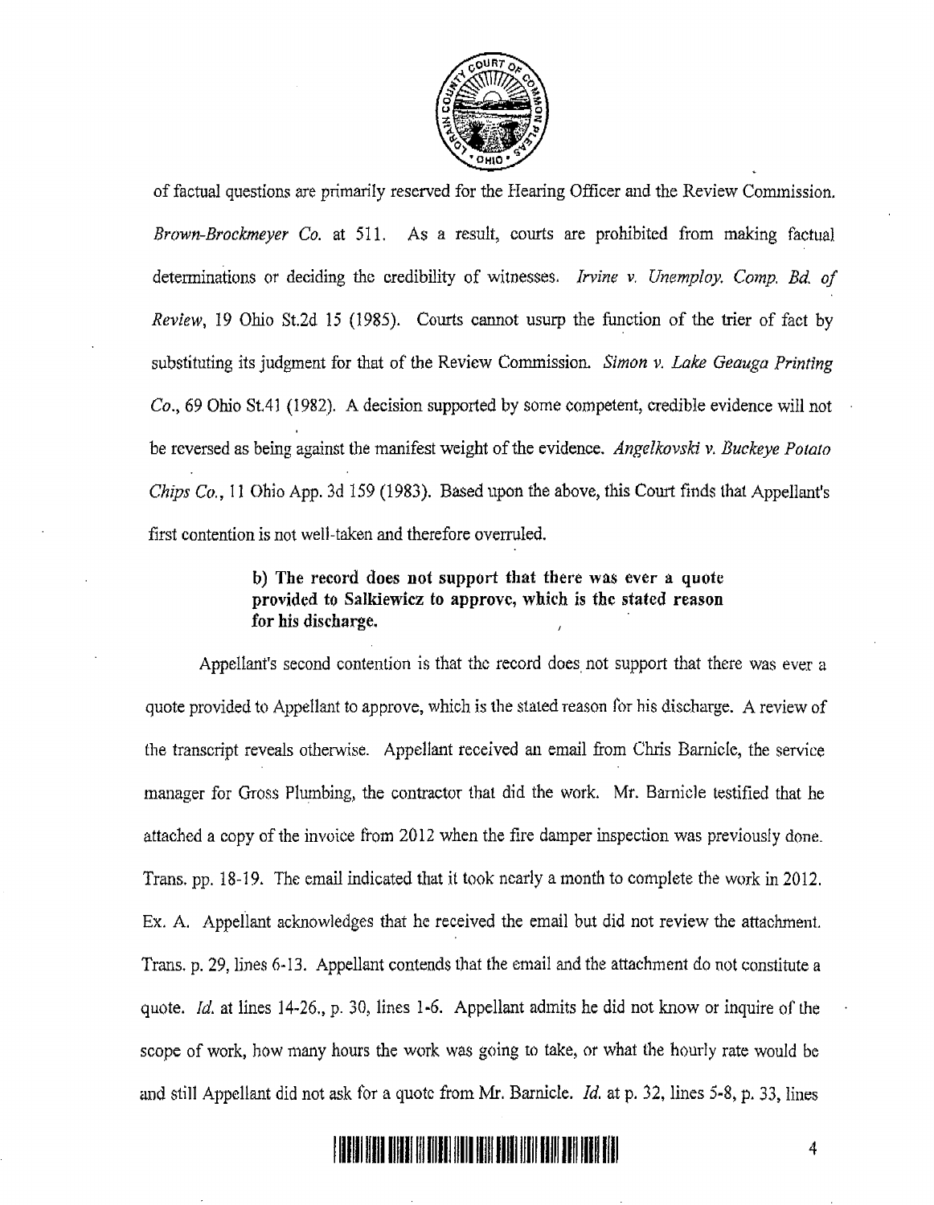of factual questions are primarily reserved for the Hearing Officer and the Review Commission. *Brown-Brockmeyer Co.* at 511. As a result, courts are prohibited from making factual determinations or deciding the credibility of witnesses. *Irvine v. Unemploy. Comp. Bd. of Review*, 19 Ohio St.2d 15 (1985). Courts cannot usurp the function of the trier of fact by substituting its judgment for that of the Review Commission. *Simon v. Lake Geauga Printing Co.*, 69 Ohio St.41 (1982). A decision supported by some competent, credible evidence will not be reversed as being against the manifest weight of the evidence. *Angelkovski v. Buckeye Potato Chips Co.*, 11 Ohio App. 3d 159 (1983). Based upon the above, this Court finds that Appellant's first contention is not well-taken and therefore overruled.

**b) The record does not support that there was ever a quote provided to Salkiewicz to approve, which is the stated reason for his discharge.**

Appellant's second contention is that the record does not support that there was ever a quote provided to Appellant to approve, which is the stated reason for his discharge. A review of the transcript reveals otherwise. Appellant received an email from Chris Barnicle, the service manager for Gross Plumbing, the contractor that did the work. Mr. Barnicle testified that he attached a copy of the invoice from 2012 when the fire damper inspection was previously done. Trans. pp. 18-19. The email indicated that it took nearly a month to complete the work in 2012. Ex. A. Appellant acknowledges that he received the email but did not review the attachment. Trans. p. 29, lines 6-13. Appellant contends that the email and the attachment do not constitute a quote. *Id.* at lines 14-26., p. 30, lines 1-6. Appellant admits he did not know or inquire of the scope of work, how many hours the work was going to take, or what the hourly rate would be and still Appellant did not ask for a quote from Mr. Barnicle. *Id.* at p. 32, lines 5-8, p. 33, lines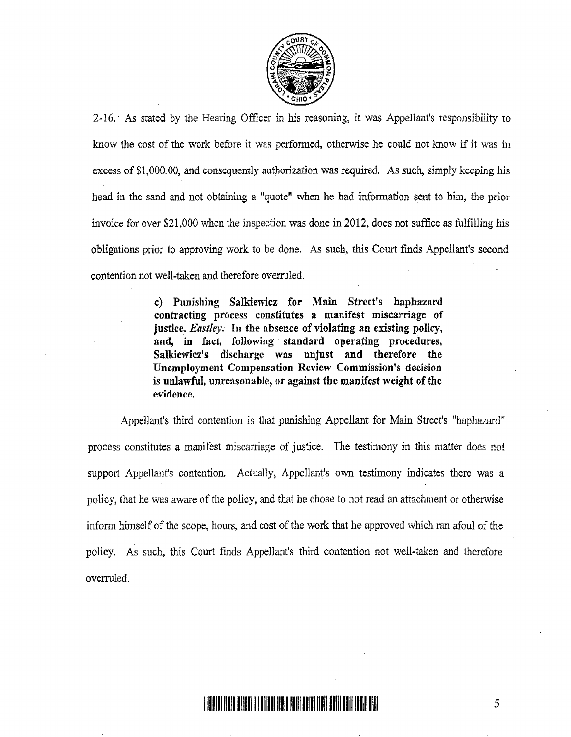2-16. As stated by the Hearing Officer in his reasoning, it was Appellant's responsibility to know the cost of the work before it was performed, otherwise he could not know if it was in excess of $1,000.00, and consequently authorization was required. As such, simply keeping his head in the sand and not obtaining a "quote" when he had information sent to him, the prior invoice for over $21,000 when the inspection was done in 2012, does not suffice as fulfilling his obligations prior to approving work to be done. As such, this Court finds Appellant's second contention not well-taken and therefore overruled.

> **c) Punishing Salkiewicz for Main Street's haphazard contracting process constitutes a manifest miscarriage of justice. *Eastley*. In the absence of violating an existing policy, and, in fact, following standard operating procedures, Salkiewicz's discharge was unjust and therefore the Unemployment Compensation Review Commission's decision is unlawful, unreasonable, or against the manifest weight of the evidence.**

Appellant's third contention is that punishing Appellant for Main Street's "haphazard" process constitutes a manifest miscarriage of justice. The testimony in this matter does not support Appellant's contention. Actually, Appellant's own testimony indicates there was a policy, that he was aware of the policy, and that he chose to not read an attachment or otherwise inform himself of the scope, hours, and cost of the work that he approved which ran afoul of the policy. As such, this Court finds Appellant's third contention not well-taken and therefore overruled.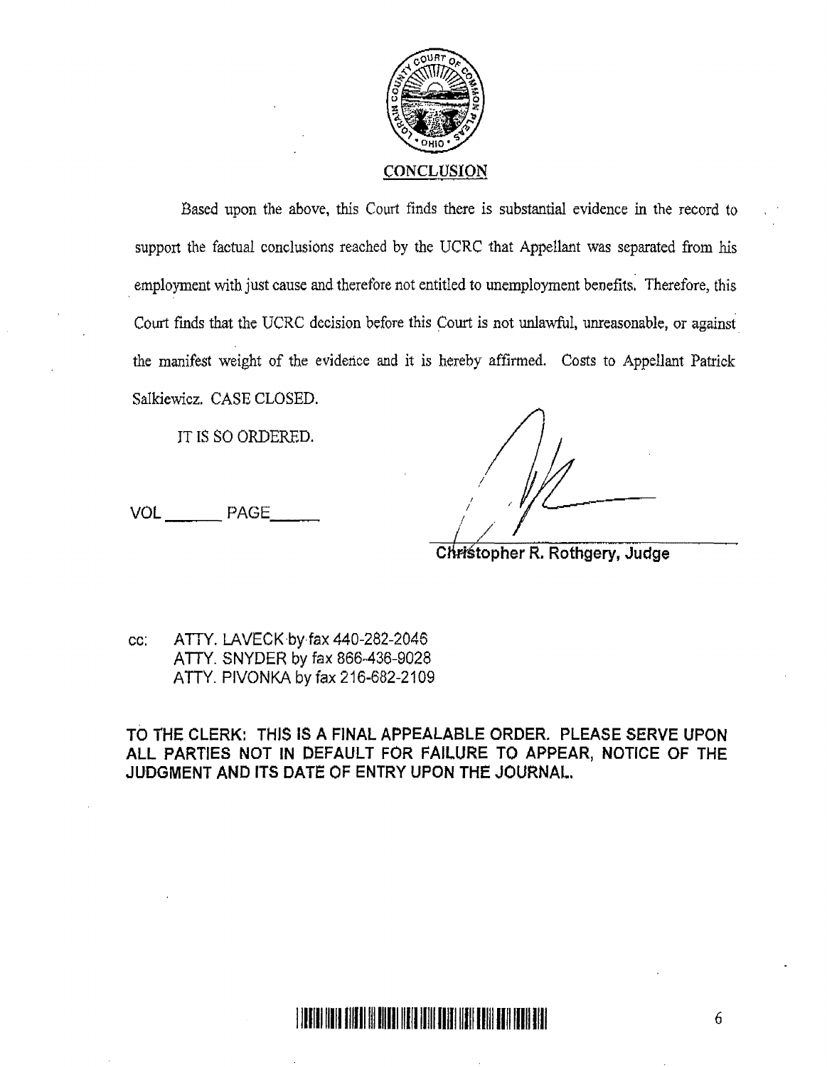## CONCLUSION

Based upon the above, this Court finds there is substantial evidence in the record to support the factual conclusions reached by the UCRC that Appellant was separated from his employment with just cause and therefore not entitled to unemployment benefits. Therefore, this Court finds that the UCRC decision before this Court is not unlawful, unreasonable, or against the manifest weight of the evidence and it is hereby affirmed. Costs to Appellant Patrick Salkiewicz. CASE CLOSED.

IT IS SO ORDERED.

VOL ______ PAGE______

**Christopher R. Rothgery, Judge**

cc: ATTY. LAVECK by fax 440-282-2046
ATTY. SNYDER by fax 866-436-9028
ATTY. PIVONKA by fax 216-682-2109

**TO THE CLERK: THIS IS A FINAL APPEALABLE ORDER. PLEASE SERVE UPON ALL PARTIES NOT IN DEFAULT FOR FAILURE TO APPEAR, NOTICE OF THE JUDGMENT AND ITS DATE OF ENTRY UPON THE JOURNAL.**